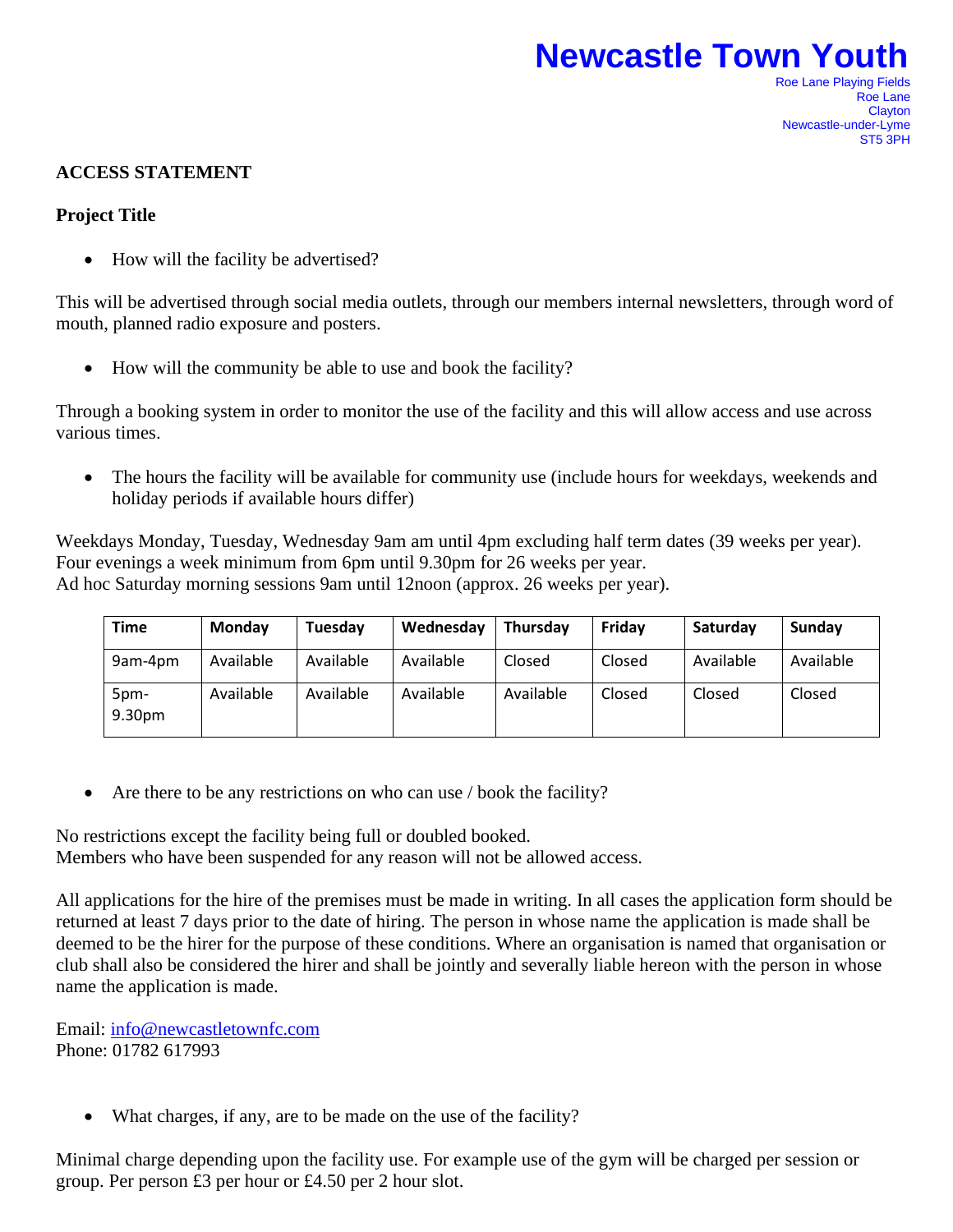# Newcastle Town Youth

Roe Lane Playing Fields
Roe Lane
Clayton
Newcastle-under-Lyme
ST5 3PH

**ACCESS STATEMENT**

**Project Title**

- How will the facility be advertised?

This will be advertised through social media outlets, through our members internal newsletters, through word of mouth, planned radio exposure and posters.

- How will the community be able to use and book the facility?

Through a booking system in order to monitor the use of the facility and this will allow access and use across various times.

- The hours the facility will be available for community use (include hours for weekdays, weekends and holiday periods if available hours differ)

Weekdays Monday, Tuesday, Wednesday 9am am until 4pm excluding half term dates (39 weeks per year).
Four evenings a week minimum from 6pm until 9.30pm for 26 weeks per year.
Ad hoc Saturday morning sessions 9am until 12noon (approx. 26 weeks per year).

| Time | Monday | Tuesday | Wednesday | Thursday | Friday | Saturday | Sunday |
|---|---|---|---|---|---|---|---|
| 9am-4pm | Available | Available | Available | Closed | Closed | Available | Available |
| 5pm-9.30pm | Available | Available | Available | Available | Closed | Closed | Closed |

- Are there to be any restrictions on who can use / book the facility?

No restrictions except the facility being full or doubled booked.
Members who have been suspended for any reason will not be allowed access.

All applications for the hire of the premises must be made in writing. In all cases the application form should be returned at least 7 days prior to the date of hiring. The person in whose name the application is made shall be deemed to be the hirer for the purpose of these conditions. Where an organisation is named that organisation or club shall also be considered the hirer and shall be jointly and severally liable hereon with the person in whose name the application is made.

Email: info@newcastletownfc.com
Phone: 01782 617993

- What charges, if any, are to be made on the use of the facility?

Minimal charge depending upon the facility use. For example use of the gym will be charged per session or group. Per person £3 per hour or £4.50 per 2 hour slot.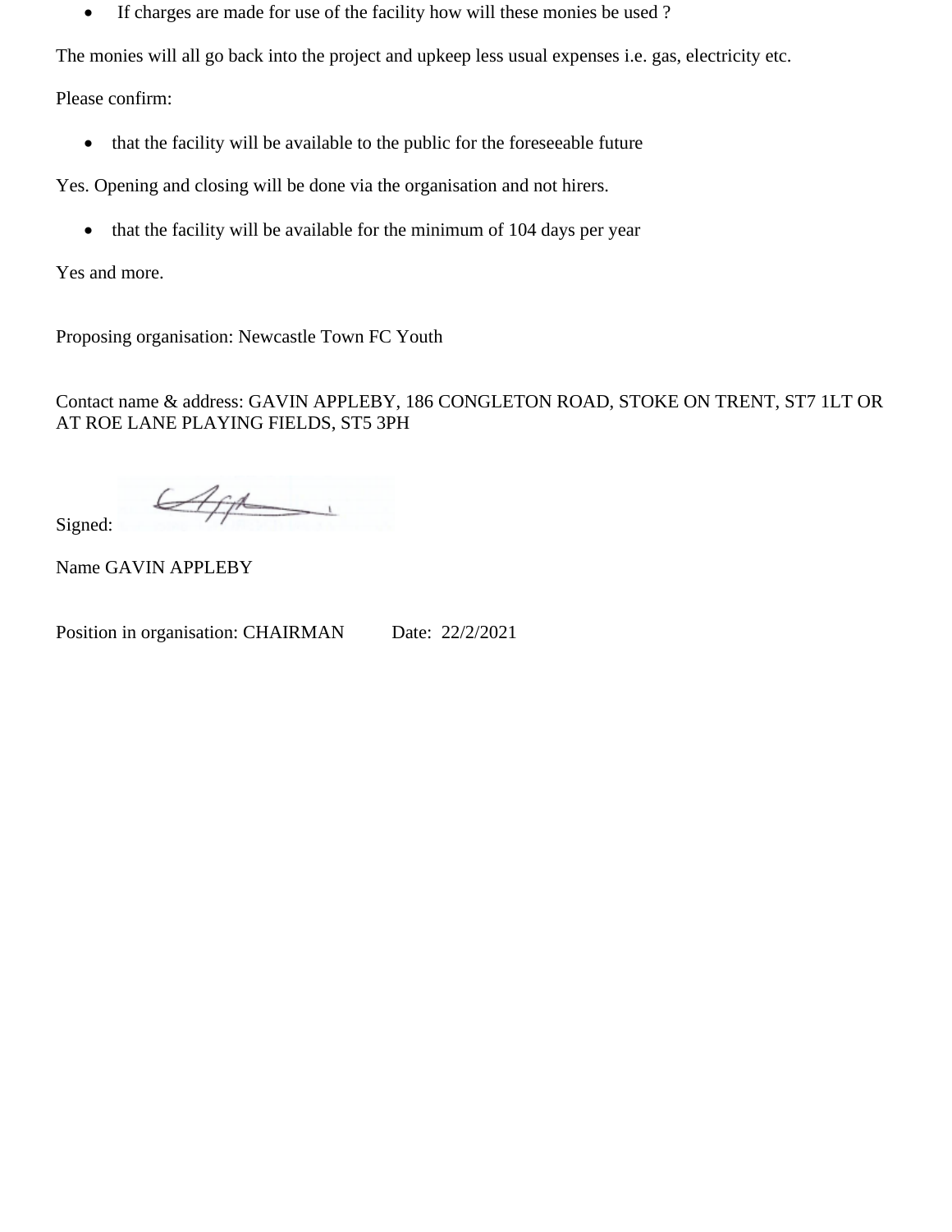- If charges are made for use of the facility how will these monies be used ?

The monies will all go back into the project and upkeep less usual expenses i.e. gas, electricity etc.

Please confirm:

- that the facility will be available to the public for the foreseeable future

Yes. Opening and closing will be done via the organisation and not hirers.

- that the facility will be available for the minimum of 104 days per year

Yes and more.

Proposing organisation: Newcastle Town FC Youth

Contact name & address: GAVIN APPLEBY, 186 CONGLETON ROAD, STOKE ON TRENT, ST7 1LT OR AT ROE LANE PLAYING FIELDS, ST5 3PH

Signed:

Name GAVIN APPLEBY

Position in organisation: CHAIRMAN Date: 22/2/2021